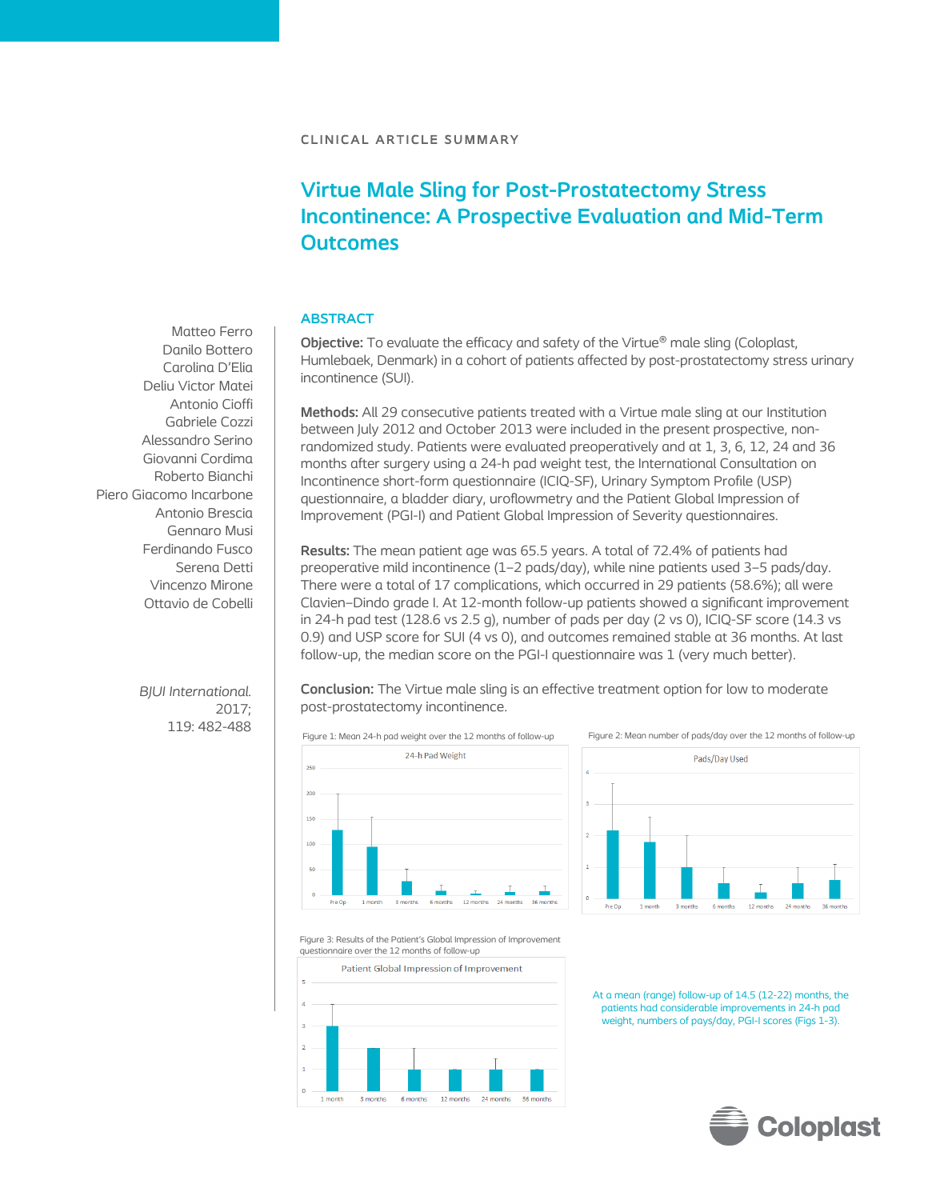CLINICAL ARTICLE SUMMARY

# Virtue Male Sling for Post-Prostatectomy Stress Incontinence: A Prospective Evaluation and Mid-Term Outcomes

Matteo Ferro
Danilo Bottero
Carolina D'Elia
Deliu Victor Matei
Antonio Cioffi
Gabriele Cozzi
Alessandro Serino
Giovanni Cordima
Roberto Bianchi
Piero Giacomo Incarbone
Antonio Brescia
Gennaro Musi
Ferdinando Fusco
Serena Detti
Vincenzo Mirone
Ottavio de Cobelli

*BJUI International.* 2017; 119: 482-488

## ABSTRACT

**Objective:** To evaluate the efficacy and safety of the Virtue® male sling (Coloplast, Humlebaek, Denmark) in a cohort of patients affected by post-prostatectomy stress urinary incontinence (SUI).

**Methods:** All 29 consecutive patients treated with a Virtue male sling at our Institution between July 2012 and October 2013 were included in the present prospective, non-randomized study. Patients were evaluated preoperatively and at 1, 3, 6, 12, 24 and 36 months after surgery using a 24-h pad weight test, the International Consultation on Incontinence short-form questionnaire (ICIQ-SF), Urinary Symptom Profile (USP) questionnaire, a bladder diary, uroflowmetry and the Patient Global Impression of Improvement (PGI-I) and Patient Global Impression of Severity questionnaires.

**Results:** The mean patient age was 65.5 years. A total of 72.4% of patients had preoperative mild incontinence (1–2 pads/day), while nine patients used 3–5 pads/day. There were a total of 17 complications, which occurred in 29 patients (58.6%); all were Clavien–Dindo grade I. At 12-month follow-up patients showed a significant improvement in 24-h pad test (128.6 vs 2.5 g), number of pads per day (2 vs 0), ICIQ-SF score (14.3 vs 0.9) and USP score for SUI (4 vs 0), and outcomes remained stable at 36 months. At last follow-up, the median score on the PGI-I questionnaire was 1 (very much better).

**Conclusion:** The Virtue male sling is an effective treatment option for low to moderate post-prostatectomy incontinence.

Figure 1: Mean 24-h pad weight over the 12 months of follow-up

Figure 2: Mean number of pads/day over the 12 months of follow-up

Figure 3: Results of the Patient's Global Impression of Improvement questionnaire over the 12 months of follow-up

At a mean (range) follow-up of 14.5 (12-22) months, the patients had considerable improvements in 24-h pad weight, numbers of pays/day, PGI-I scores (Figs 1-3).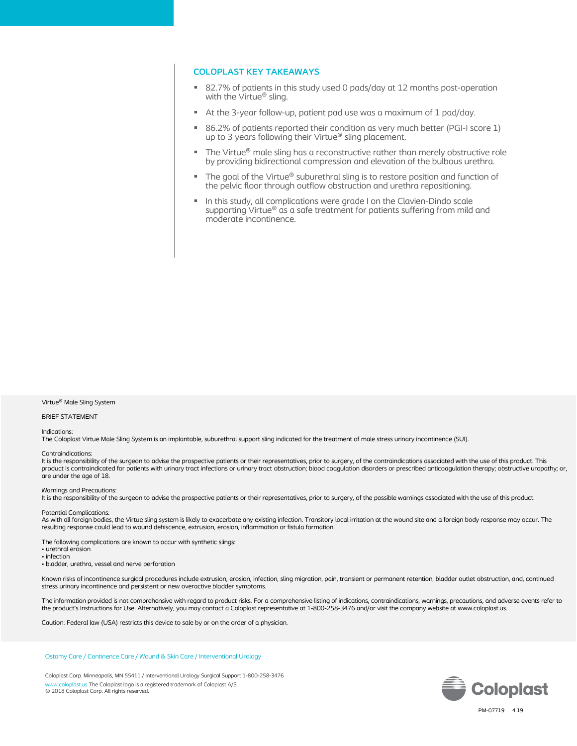## COLOPLAST KEY TAKEAWAYS

- 82.7% of patients in this study used 0 pads/day at 12 months post-operation with the Virtue® sling.
- At the 3-year follow-up, patient pad use was a maximum of 1 pad/day.
- 86.2% of patients reported their condition as very much better (PGI-I score 1) up to 3 years following their Virtue® sling placement.
- The Virtue® male sling has a reconstructive rather than merely obstructive role by providing bidirectional compression and elevation of the bulbous urethra.
- The goal of the Virtue® suburethral sling is to restore position and function of the pelvic floor through outflow obstruction and urethra repositioning.
- In this study, all complications were grade I on the Clavien-Dindo scale supporting Virtue® as a safe treatment for patients suffering from mild and moderate incontinence.

Virtue® Male Sling System

BRIEF STATEMENT

Indications:
The Coloplast Virtue Male Sling System is an implantable, suburethral support sling indicated for the treatment of male stress urinary incontinence (SUI).

Contraindications:
It is the responsibility of the surgeon to advise the prospective patients or their representatives, prior to surgery, of the contraindications associated with the use of this product. This product is contraindicated for patients with urinary tract infections or urinary tract obstruction; blood coagulation disorders or prescribed anticoagulation therapy; obstructive uropathy; or, are under the age of 18.

Warnings and Precautions:
It is the responsibility of the surgeon to advise the prospective patients or their representatives, prior to surgery, of the possible warnings associated with the use of this product.

Potential Complications:
As with all foreign bodies, the Virtue sling system is likely to exacerbate any existing infection. Transitory local irritation at the wound site and a foreign body response may occur. The resulting response could lead to wound dehiscence, extrusion, erosion, inflammation or fistula formation.

The following complications are known to occur with synthetic slings:
- urethral erosion
- infection
- bladder, urethra, vessel and nerve perforation

Known risks of incontinence surgical procedures include extrusion, erosion, infection, sling migration, pain, transient or permanent retention, bladder outlet obstruction, and, continued stress urinary incontinence and persistent or new overactive bladder symptoms.

The information provided is not comprehensive with regard to product risks. For a comprehensive listing of indications, contraindications, warnings, precautions, and adverse events refer to the product's Instructions for Use. Alternatively, you may contact a Coloplast representative at 1-800-258-3476 and/or visit the company website at www.coloplast.us.

Caution: Federal law (USA) restricts this device to sale by or on the order of a physician.

Ostomy Care / Continence Care / Wound & Skin Care / Interventional Urology

Coloplast Corp. Minneapolis, MN 55411 / Interventional Urology Surgical Support 1-800-258-3476
www.coloplast.us The Coloplast logo is a registered trademark of Coloplast A/S.
© 2018 Coloplast Corp. All rights reserved.

Coloplast

PM-07719 4.19